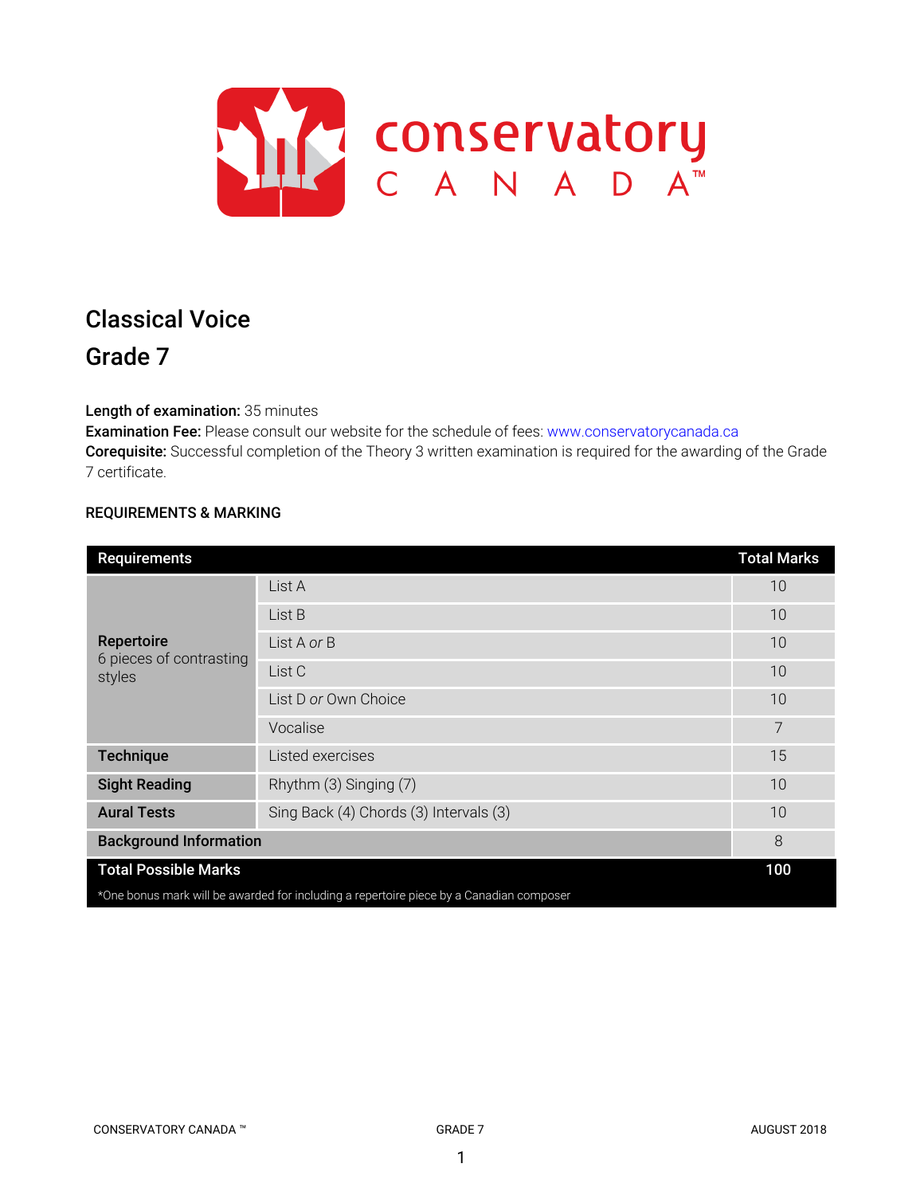# Classical Voice

## Grade 7

**Length of examination:** 35 minutes
**Examination Fee:** Please consult our website for the schedule of fees: www.conservatorycanada.ca
**Corequisite:** Successful completion of the Theory 3 written examination is required for the awarding of the Grade 7 certificate.

### REQUIREMENTS & MARKING

| Requirements | | Total Marks |
|---|---|---|
| **Repertoire** 6 pieces of contrasting styles | List A | 10 |
| | List B | 10 |
| | List A *or* B | 10 |
| | List C | 10 |
| | List D *or* Own Choice | 10 |
| | Vocalise | 7 |
| **Technique** | Listed exercises | 15 |
| **Sight Reading** | Rhythm (3) Singing (7) | 10 |
| **Aural Tests** | Sing Back (4) Chords (3) Intervals (3) | 10 |
| **Background Information** | | 8 |
| **Total Possible Marks** | | **100** |

*One bonus mark will be awarded for including a repertoire piece by a Canadian composer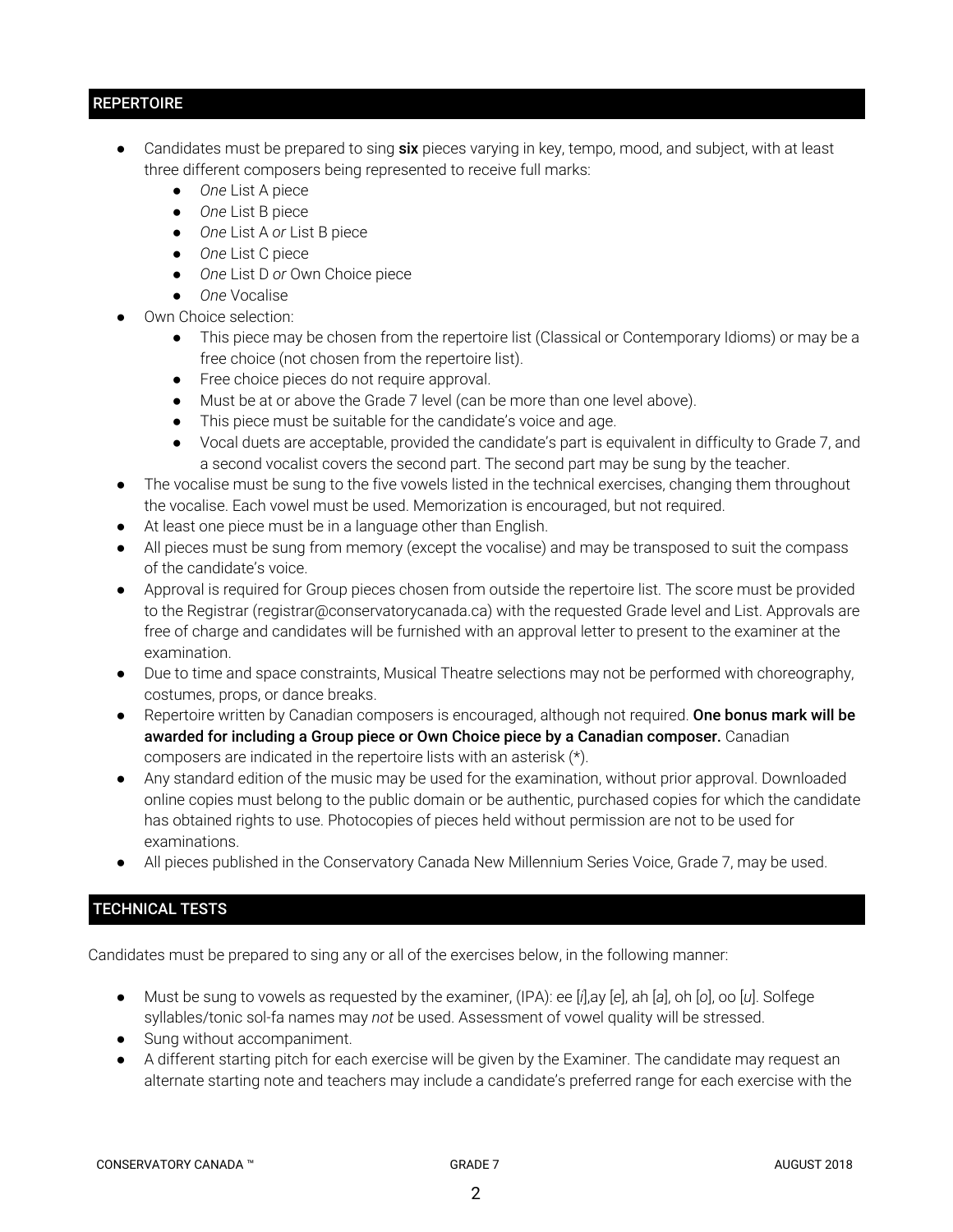## REPERTOIRE

- Candidates must be prepared to sing **six** pieces varying in key, tempo, mood, and subject, with at least three different composers being represented to receive full marks:
  - *One* List A piece
  - *One* List B piece
  - *One* List A *or* List B piece
  - *One* List C piece
  - *One* List D *or* Own Choice piece
  - *One* Vocalise
- Own Choice selection:
  - This piece may be chosen from the repertoire list (Classical or Contemporary Idioms) or may be a free choice (not chosen from the repertoire list).
  - Free choice pieces do not require approval.
  - Must be at or above the Grade 7 level (can be more than one level above).
  - This piece must be suitable for the candidate's voice and age.
  - Vocal duets are acceptable, provided the candidate's part is equivalent in difficulty to Grade 7, and a second vocalist covers the second part. The second part may be sung by the teacher.
- The vocalise must be sung to the five vowels listed in the technical exercises, changing them throughout the vocalise. Each vowel must be used. Memorization is encouraged, but not required.
- At least one piece must be in a language other than English.
- All pieces must be sung from memory (except the vocalise) and may be transposed to suit the compass of the candidate's voice.
- Approval is required for Group pieces chosen from outside the repertoire list. The score must be provided to the Registrar (registrar@conservatorycanada.ca) with the requested Grade level and List. Approvals are free of charge and candidates will be furnished with an approval letter to present to the examiner at the examination.
- Due to time and space constraints, Musical Theatre selections may not be performed with choreography, costumes, props, or dance breaks.
- Repertoire written by Canadian composers is encouraged, although not required. **One bonus mark will be awarded for including a Group piece or Own Choice piece by a Canadian composer.** Canadian composers are indicated in the repertoire lists with an asterisk (*).
- Any standard edition of the music may be used for the examination, without prior approval. Downloaded online copies must belong to the public domain or be authentic, purchased copies for which the candidate has obtained rights to use. Photocopies of pieces held without permission are not to be used for examinations.
- All pieces published in the Conservatory Canada New Millennium Series Voice, Grade 7, may be used.

## TECHNICAL TESTS

Candidates must be prepared to sing any or all of the exercises below, in the following manner:

- Must be sung to vowels as requested by the examiner, (IPA): ee [*i*],ay [*e*], ah [*a*], oh [*o*], oo [*u*]. Solfege syllables/tonic sol-fa names may *not* be used. Assessment of vowel quality will be stressed.
- Sung without accompaniment.
- A different starting pitch for each exercise will be given by the Examiner. The candidate may request an alternate starting note and teachers may include a candidate's preferred range for each exercise with the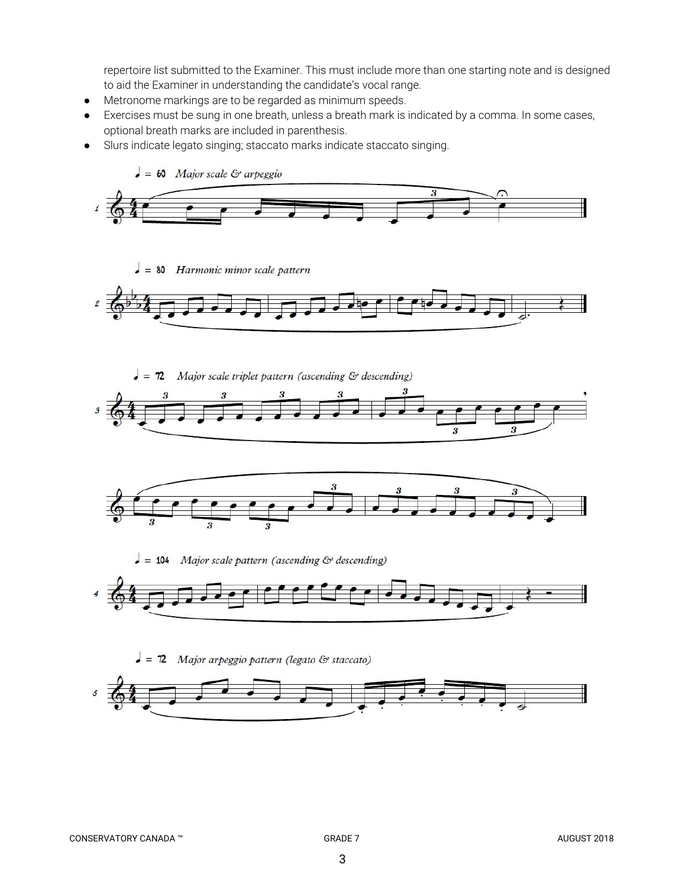repertoire list submitted to the Examiner. This must include more than one starting note and is designed to aid the Examiner in understanding the candidate's vocal range.

- Metronome markings are to be regarded as minimum speeds.
- Exercises must be sung in one breath, unless a breath mark is indicated by a comma. In some cases, optional breath marks are included in parenthesis.
- Slurs indicate legato singing; staccato marks indicate staccato singing.

♩ = 60 *Major scale & arpeggio*

♩ = 80 *Harmonic minor scale pattern*

♩ = 72 *Major scale triplet pattern (ascending & descending)*

♩ = 104 *Major scale pattern (ascending & descending)*

♩ = 72 *Major arpeggio pattern (legato & staccato)*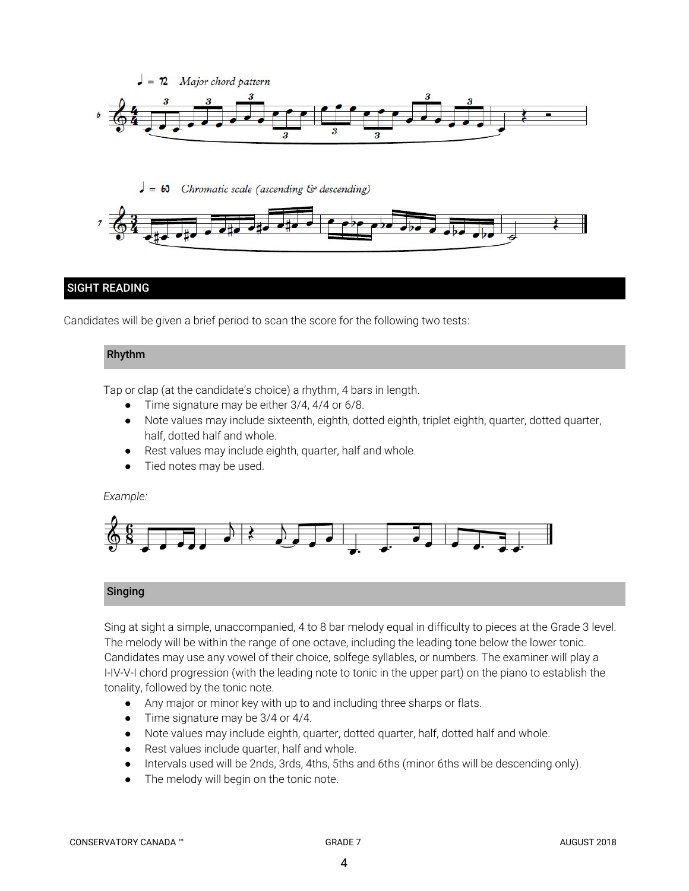♩ = 72 *Major chord pattern*

♩ = 60 *Chromatic scale (ascending & descending)*

## SIGHT READING

Candidates will be given a brief period to scan the score for the following two tests:

### Rhythm

Tap or clap (at the candidate's choice) a rhythm, 4 bars in length.

- Time signature may be either 3/4, 4/4 or 6/8.
- Note values may include sixteenth, eighth, dotted eighth, triplet eighth, quarter, dotted quarter, half, dotted half and whole.
- Rest values may include eighth, quarter, half and whole.
- Tied notes may be used.

*Example:*

### Singing

Sing at sight a simple, unaccompanied, 4 to 8 bar melody equal in difficulty to pieces at the Grade 3 level. The melody will be within the range of one octave, including the leading tone below the lower tonic. Candidates may use any vowel of their choice, solfege syllables, or numbers. The examiner will play a I-IV-V-I chord progression (with the leading note to tonic in the upper part) on the piano to establish the tonality, followed by the tonic note.

- Any major or minor key with up to and including three sharps or flats.
- Time signature may be 3/4 or 4/4.
- Note values may include eighth, quarter, dotted quarter, half, dotted half and whole.
- Rest values include quarter, half and whole.
- Intervals used will be 2nds, 3rds, 4ths, 5ths and 6ths (minor 6ths will be descending only).
- The melody will begin on the tonic note.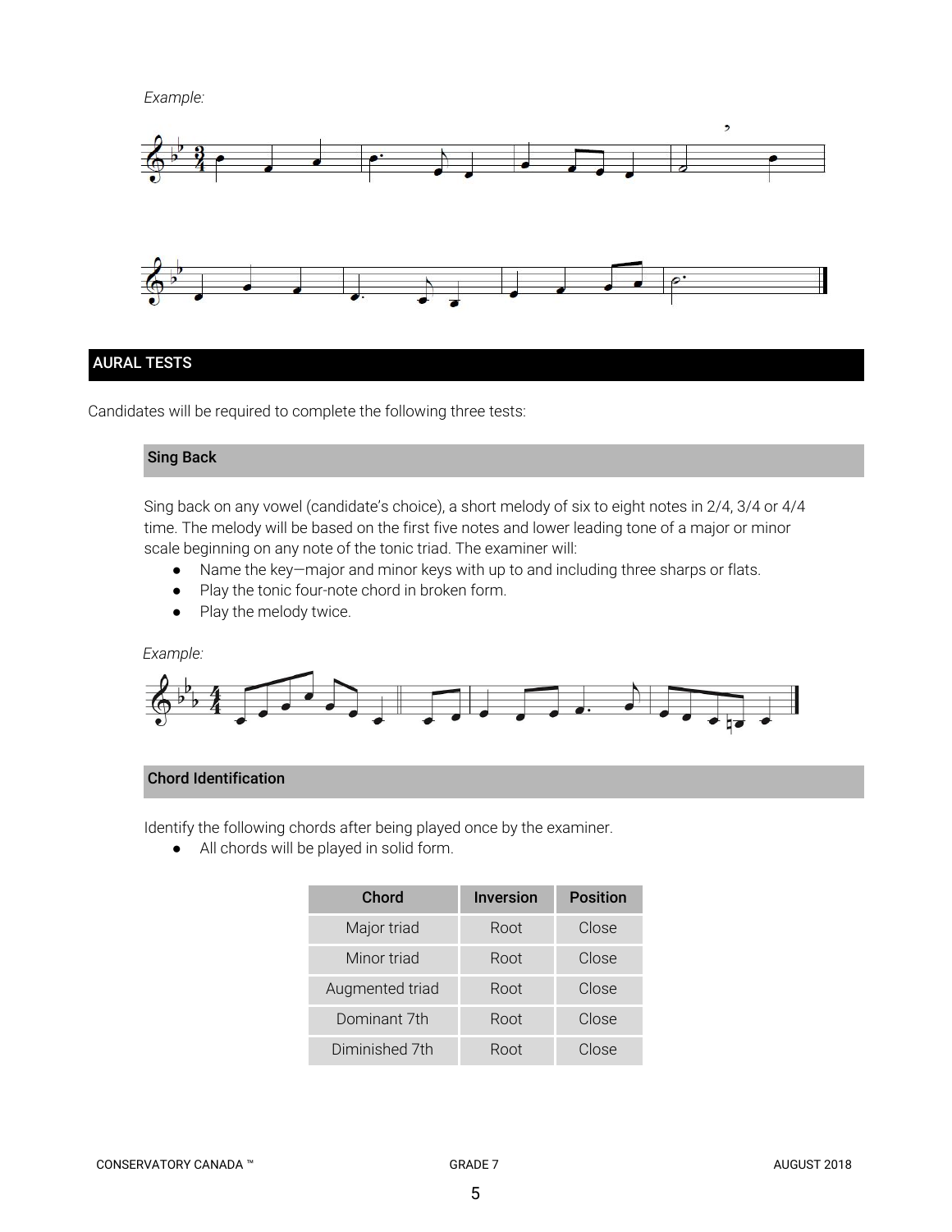*Example:*

## AURAL TESTS

Candidates will be required to complete the following three tests:

### Sing Back

Sing back on any vowel (candidate's choice), a short melody of six to eight notes in 2/4, 3/4 or 4/4 time. The melody will be based on the first five notes and lower leading tone of a major or minor scale beginning on any note of the tonic triad. The examiner will:

- Name the key—major and minor keys with up to and including three sharps or flats.
- Play the tonic four-note chord in broken form.
- Play the melody twice.

*Example:*

### Chord Identification

Identify the following chords after being played once by the examiner.

- All chords will be played in solid form.

| Chord | Inversion | Position |
|---|---|---|
| Major triad | Root | Close |
| Minor triad | Root | Close |
| Augmented triad | Root | Close |
| Dominant 7th | Root | Close |
| Diminished 7th | Root | Close |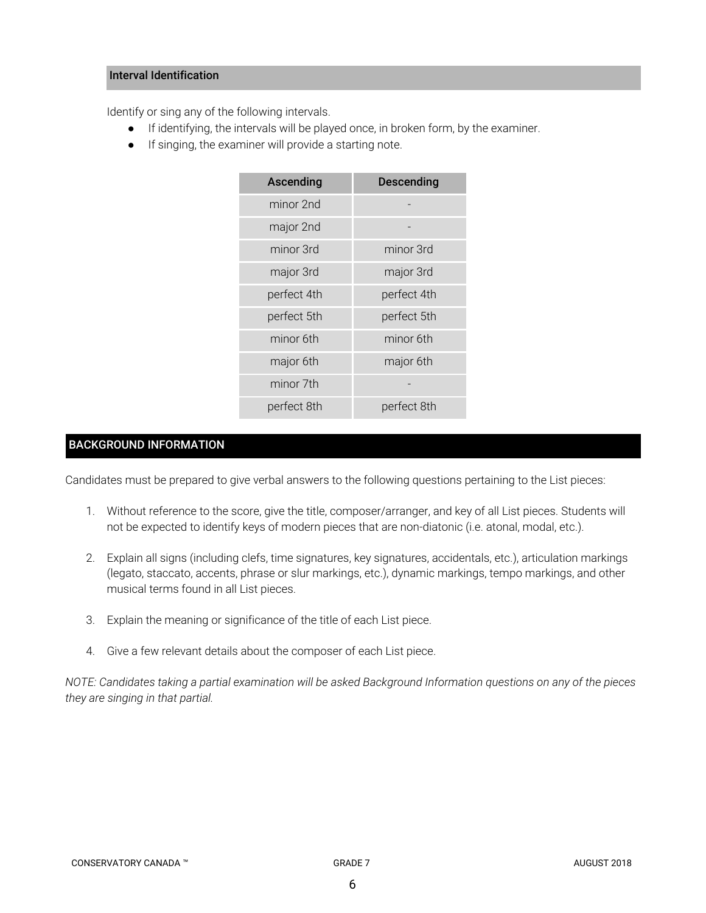### Interval Identification

Identify or sing any of the following intervals.

- If identifying, the intervals will be played once, in broken form, by the examiner.
- If singing, the examiner will provide a starting note.

| Ascending | Descending |
|---|---|
| minor 2nd | - |
| major 2nd | - |
| minor 3rd | minor 3rd |
| major 3rd | major 3rd |
| perfect 4th | perfect 4th |
| perfect 5th | perfect 5th |
| minor 6th | minor 6th |
| major 6th | major 6th |
| minor 7th | - |
| perfect 8th | perfect 8th |

## BACKGROUND INFORMATION

Candidates must be prepared to give verbal answers to the following questions pertaining to the List pieces:

1. Without reference to the score, give the title, composer/arranger, and key of all List pieces. Students will not be expected to identify keys of modern pieces that are non-diatonic (i.e. atonal, modal, etc.).
2. Explain all signs (including clefs, time signatures, key signatures, accidentals, etc.), articulation markings (legato, staccato, accents, phrase or slur markings, etc.), dynamic markings, tempo markings, and other musical terms found in all List pieces.
3. Explain the meaning or significance of the title of each List piece.
4. Give a few relevant details about the composer of each List piece.

*NOTE: Candidates taking a partial examination will be asked Background Information questions on any of the pieces they are singing in that partial.*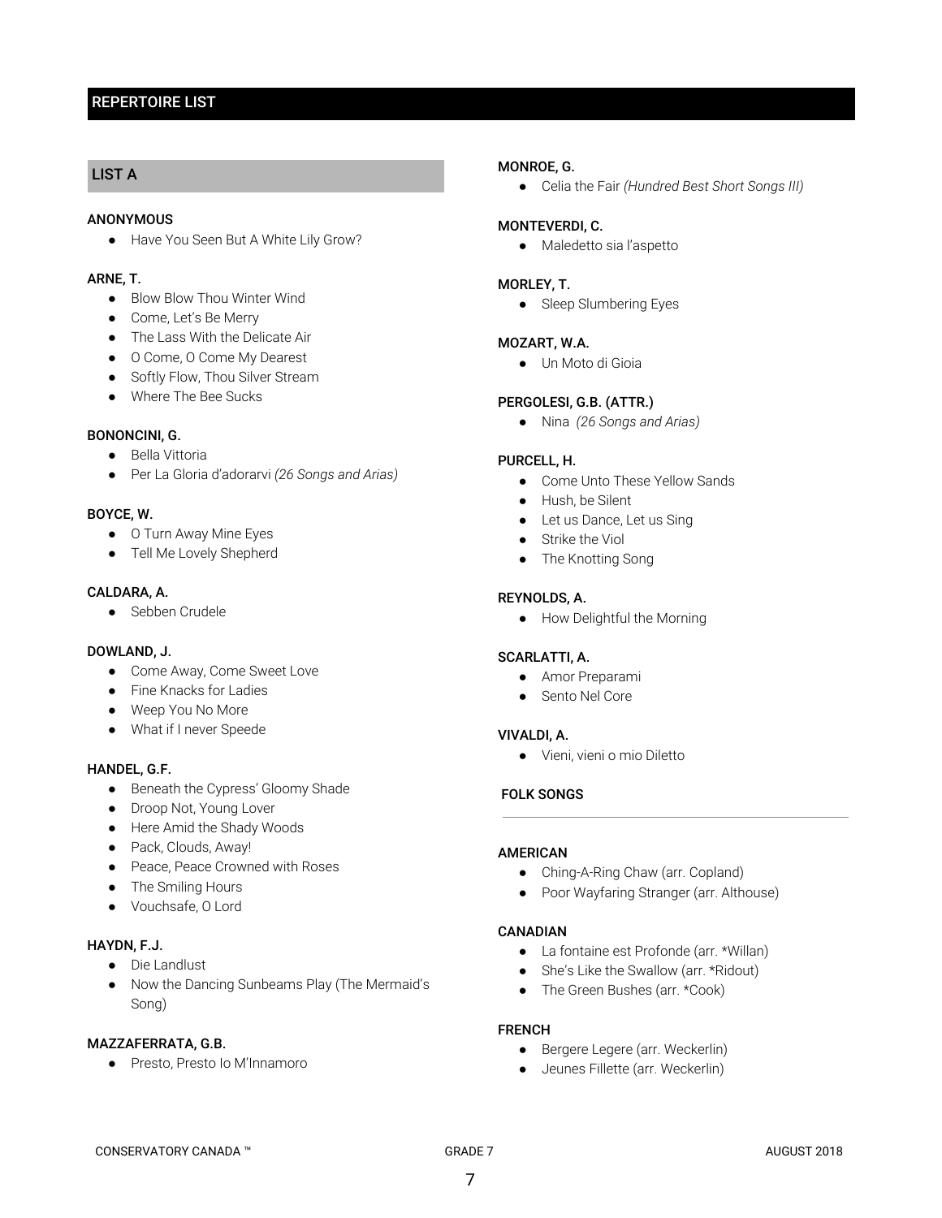## REPERTOIRE LIST

### LIST A

**ANONYMOUS**
- Have You Seen But A White Lily Grow?

**ARNE, T.**
- Blow Blow Thou Winter Wind
- Come, Let's Be Merry
- The Lass With the Delicate Air
- O Come, O Come My Dearest
- Softly Flow, Thou Silver Stream
- Where The Bee Sucks

**BONONCINI, G.**
- Bella Vittoria
- Per La Gloria d'adorarvi *(26 Songs and Arias)*

**BOYCE, W.**
- O Turn Away Mine Eyes
- Tell Me Lovely Shepherd

**CALDARA, A.**
- Sebben Crudele

**DOWLAND, J.**
- Come Away, Come Sweet Love
- Fine Knacks for Ladies
- Weep You No More
- What if I never Speede

**HANDEL, G.F.**
- Beneath the Cypress' Gloomy Shade
- Droop Not, Young Lover
- Here Amid the Shady Woods
- Pack, Clouds, Away!
- Peace, Peace Crowned with Roses
- The Smiling Hours
- Vouchsafe, O Lord

**HAYDN, F.J.**
- Die Landlust
- Now the Dancing Sunbeams Play (The Mermaid's Song)

**MAZZAFERRATA, G.B.**
- Presto, Presto Io M'Innamoro

**MONROE, G.**
- Celia the Fair *(Hundred Best Short Songs III)*

**MONTEVERDI, C.**
- Maledetto sia l'aspetto

**MORLEY, T.**
- Sleep Slumbering Eyes

**MOZART, W.A.**
- Un Moto di Gioia

**PERGOLESI, G.B. (ATTR.)**
- Nina *(26 Songs and Arias)*

**PURCELL, H.**
- Come Unto These Yellow Sands
- Hush, be Silent
- Let us Dance, Let us Sing
- Strike the Viol
- The Knotting Song

**REYNOLDS, A.**
- How Delightful the Morning

**SCARLATTI, A.**
- Amor Preparami
- Sento Nel Core

**VIVALDI, A.**
- Vieni, vieni o mio Diletto

### FOLK SONGS

**AMERICAN**
- Ching-A-Ring Chaw (arr. Copland)
- Poor Wayfaring Stranger (arr. Althouse)

**CANADIAN**
- La fontaine est Profonde (arr. *Willan)
- She's Like the Swallow (arr. *Ridout)
- The Green Bushes (arr. *Cook)

**FRENCH**
- Bergere Legere (arr. Weckerlin)
- Jeunes Fillette (arr. Weckerlin)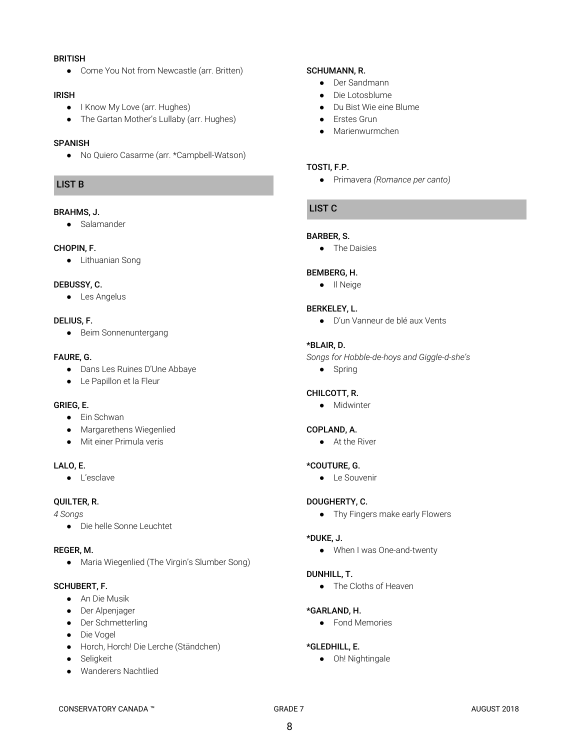**BRITISH**
- Come You Not from Newcastle (arr. Britten)

**IRISH**
- I Know My Love (arr. Hughes)
- The Gartan Mother's Lullaby (arr. Hughes)

**SPANISH**
- No Quiero Casarme (arr. *Campbell-Watson)

## LIST B

**BRAHMS, J.**
- Salamander

**CHOPIN, F.**
- Lithuanian Song

**DEBUSSY, C.**
- Les Angelus

**DELIUS, F.**
- Beim Sonnenuntergang

**FAURE, G.**
- Dans Les Ruines D'Une Abbaye
- Le Papillon et la Fleur

**GRIEG, E.**
- Ein Schwan
- Margarethens Wiegenlied
- Mit einer Primula veris

**LALO, E.**
- L'esclave

**QUILTER, R.**

*4 Songs*
- Die helle Sonne Leuchtet

**REGER, M.**
- Maria Wiegenlied (The Virgin's Slumber Song)

**SCHUBERT, F.**
- An Die Musik
- Der Alpenjager
- Der Schmetterling
- Die Vogel
- Horch, Horch! Die Lerche (Ständchen)
- Seligkeit
- Wanderers Nachtlied

**SCHUMANN, R.**
- Der Sandmann
- Die Lotosblume
- Du Bist Wie eine Blume
- Erstes Grun
- Marienwurmchen

**TOSTI, F.P.**
- Primavera *(Romance per canto)*

## LIST C

**BARBER, S.**
- The Daisies

**BEMBERG, H.**
- Il Neige

**BERKELEY, L.**
- D'un Vanneur de blé aux Vents

***BLAIR, D.**

*Songs for Hobble-de-hoys and Giggle-d-she's*
- Spring

**CHILCOTT, R.**
- Midwinter

**COPLAND, A.**
- At the River

***COUTURE, G.**
- Le Souvenir

**DOUGHERTY, C.**
- Thy Fingers make early Flowers

***DUKE, J.**
- When I was One-and-twenty

**DUNHILL, T.**
- The Cloths of Heaven

***GARLAND, H.**
- Fond Memories

***GLEDHILL, E.**
- Oh! Nightingale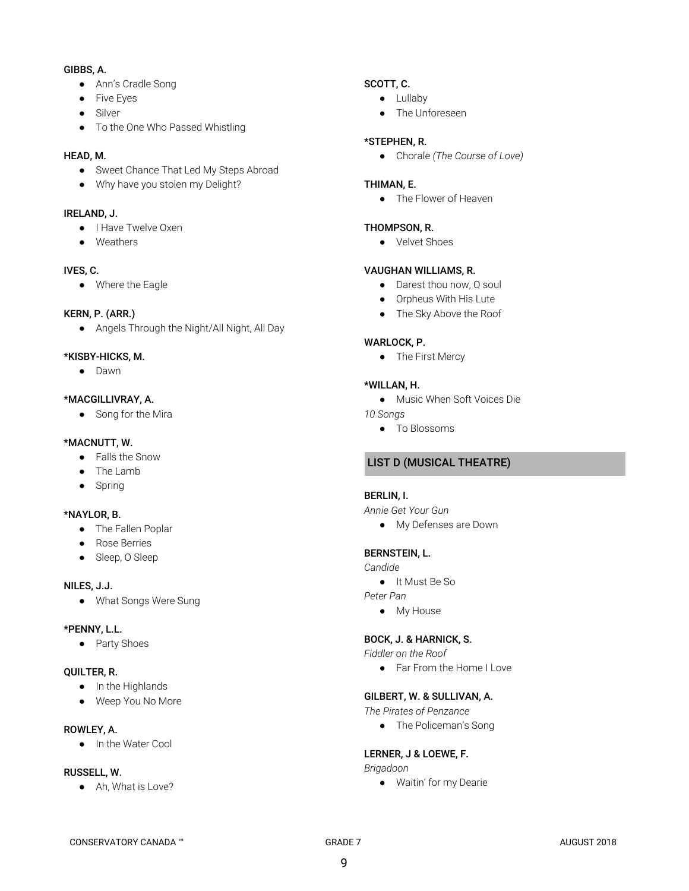**GIBBS, A.**

- Ann's Cradle Song
- Five Eyes
- Silver
- To the One Who Passed Whistling

**HEAD, M.**

- Sweet Chance That Led My Steps Abroad
- Why have you stolen my Delight?

**IRELAND, J.**

- I Have Twelve Oxen
- Weathers

**IVES, C.**

- Where the Eagle

**KERN, P. (ARR.)**

- Angels Through the Night/All Night, All Day

**\*KISBY-HICKS, M.**

- Dawn

**\*MACGILLIVRAY, A.**

- Song for the Mira

**\*MACNUTT, W.**

- Falls the Snow
- The Lamb
- Spring

**\*NAYLOR, B.**

- The Fallen Poplar
- Rose Berries
- Sleep, O Sleep

**NILES, J.J.**

- What Songs Were Sung

**\*PENNY, L.L.**

- Party Shoes

**QUILTER, R.**

- In the Highlands
- Weep You No More

**ROWLEY, A.**

- In the Water Cool

**RUSSELL, W.**

- Ah, What is Love?

**SCOTT, C.**

- Lullaby
- The Unforeseen

**\*STEPHEN, R.**

- Chorale *(The Course of Love)*

**THIMAN, E.**

- The Flower of Heaven

**THOMPSON, R.**

- Velvet Shoes

**VAUGHAN WILLIAMS, R.**

- Darest thou now, O soul
- Orpheus With His Lute
- The Sky Above the Roof

**WARLOCK, P.**

- The First Mercy

**\*WILLAN, H.**

- Music When Soft Voices Die

*10 Songs*

- To Blossoms

## LIST D (MUSICAL THEATRE)

**BERLIN, I.**

*Annie Get Your Gun*

- My Defenses are Down

**BERNSTEIN, L.**

*Candide*

- It Must Be So

*Peter Pan*

- My House

**BOCK, J. & HARNICK, S.**

*Fiddler on the Roof*

- Far From the Home I Love

**GILBERT, W. & SULLIVAN, A.**

*The Pirates of Penzance*

- The Policeman's Song

**LERNER, J & LOEWE, F.**

*Brigadoon*

- Waitin' for my Dearie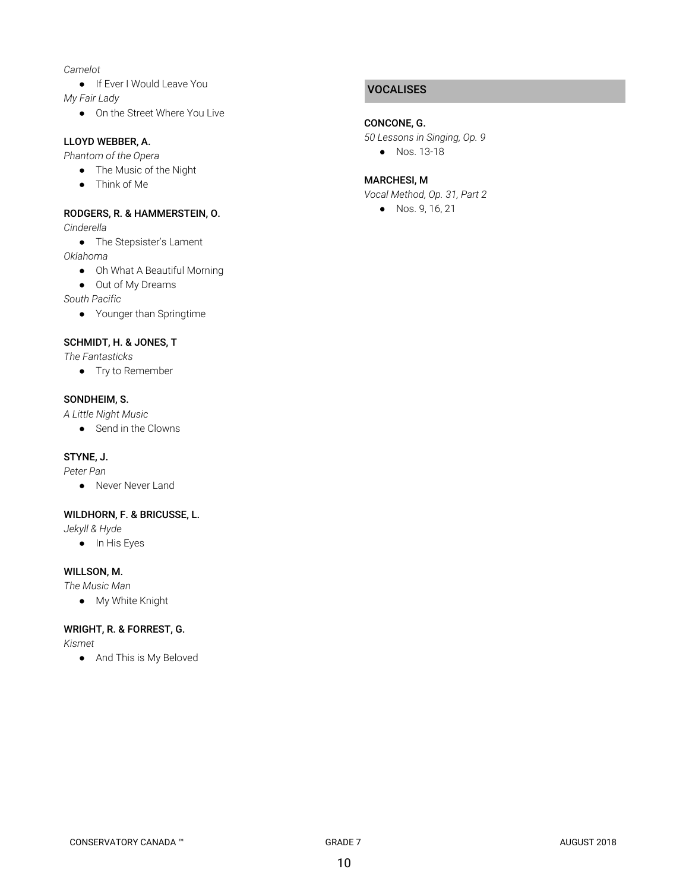*Camelot*

- If Ever I Would Leave You

*My Fair Lady*

- On the Street Where You Live

**LLOYD WEBBER, A.**

*Phantom of the Opera*

- The Music of the Night
- Think of Me

**RODGERS, R. & HAMMERSTEIN, O.**

*Cinderella*

- The Stepsister's Lament

*Oklahoma*

- Oh What A Beautiful Morning
- Out of My Dreams

*South Pacific*

- Younger than Springtime

**SCHMIDT, H. & JONES, T**

*The Fantasticks*

- Try to Remember

**SONDHEIM, S.**

*A Little Night Music*

- Send in the Clowns

**STYNE, J.**

*Peter Pan*

- Never Never Land

**WILDHORN, F. & BRICUSSE, L.**

*Jekyll & Hyde*

- In His Eyes

**WILLSON, M.**

*The Music Man*

- My White Knight

**WRIGHT, R. & FORREST, G.**

*Kismet*

- And This is My Beloved

## VOCALISES

**CONCONE, G.**

*50 Lessons in Singing, Op. 9*

- Nos. 13-18

**MARCHESI, M**

*Vocal Method, Op. 31, Part 2*

- Nos. 9, 16, 21